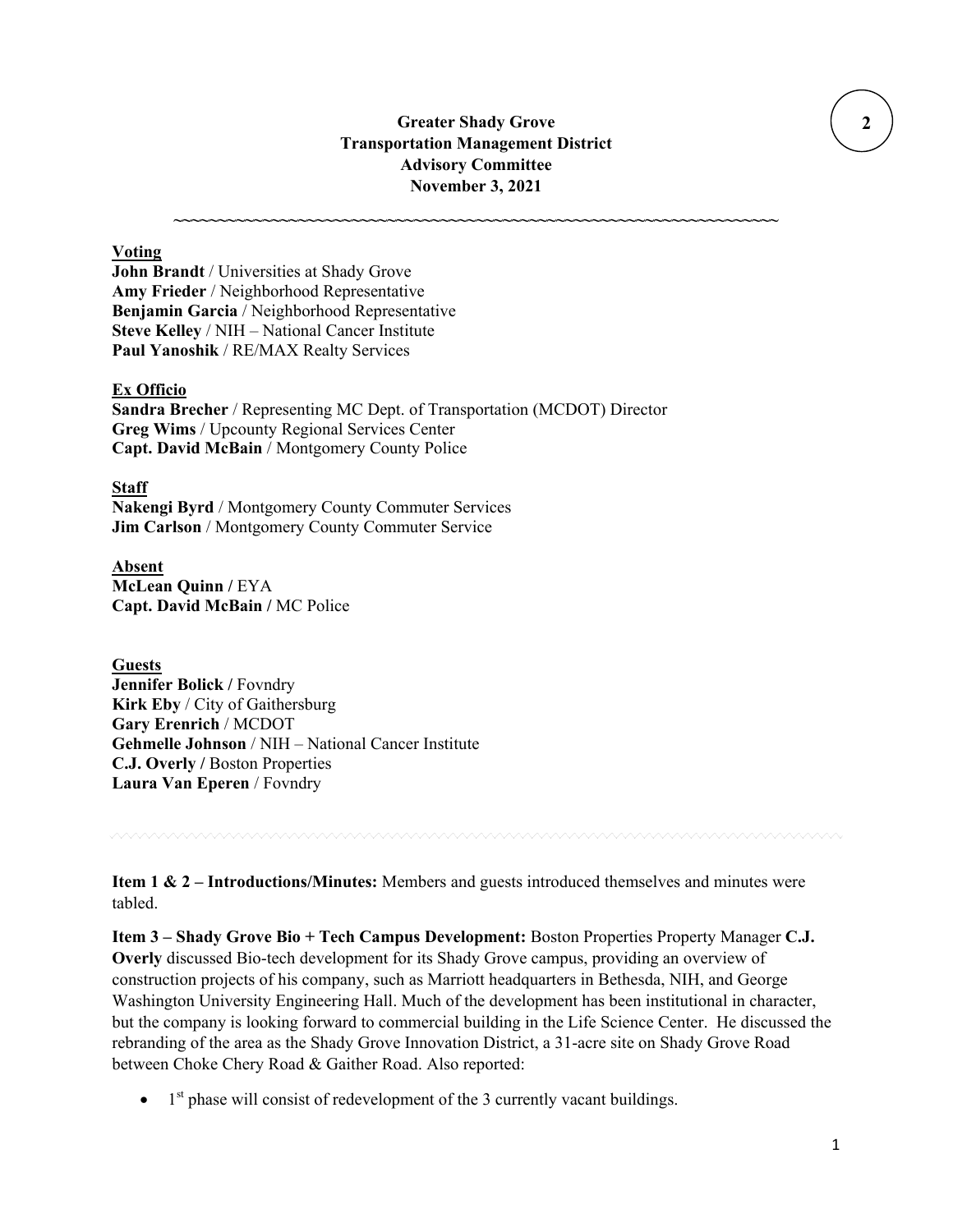**Greater Shady Grove**
**Transportation Management District**
**Advisory Committee**
**November 3, 2021**

~~~~~~~~~~~~~~~~~~~~~~~~~~~~~~~~~~~~~~~~~~~~~~~~~~~~~~~~~~~~~~~~~~~~~~~~~~~

**Voting**
**John Brandt** / Universities at Shady Grove
**Amy Frieder** / Neighborhood Representative
**Benjamin Garcia** / Neighborhood Representative
**Steve Kelley** / NIH – National Cancer Institute
**Paul Yanoshik** / RE/MAX Realty Services

**Ex Officio**
**Sandra Brecher** / Representing MC Dept. of Transportation (MCDOT) Director
**Greg Wims** / Upcounty Regional Services Center
**Capt. David McBain** / Montgomery County Police

**Staff**
**Nakengi Byrd** / Montgomery County Commuter Services
**Jim Carlson** / Montgomery County Commuter Service

**Absent**
**McLean Quinn /** EYA
**Capt. David McBain /** MC Police

**Guests**
**Jennifer Bolick /** Fovndry
**Kirk Eby** / City of Gaithersburg
**Gary Erenrich** / MCDOT
**Gehmelle Johnson** / NIH – National Cancer Institute
**C.J. Overly /** Boston Properties
**Laura Van Eperen** / Fovndry

---

**Item 1 & 2 – Introductions/Minutes:** Members and guests introduced themselves and minutes were tabled.

**Item 3 – Shady Grove Bio + Tech Campus Development:** Boston Properties Property Manager **C.J. Overly** discussed Bio-tech development for its Shady Grove campus, providing an overview of construction projects of his company, such as Marriott headquarters in Bethesda, NIH, and George Washington University Engineering Hall. Much of the development has been institutional in character, but the company is looking forward to commercial building in the Life Science Center. He discussed the rebranding of the area as the Shady Grove Innovation District, a 31-acre site on Shady Grove Road between Choke Chery Road & Gaither Road. Also reported:

- 1st phase will consist of redevelopment of the 3 currently vacant buildings.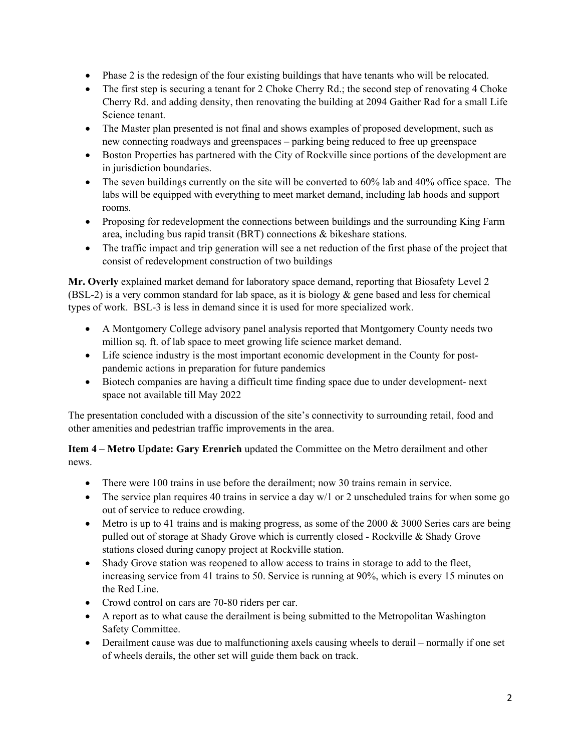- Phase 2 is the redesign of the four existing buildings that have tenants who will be relocated.
- The first step is securing a tenant for 2 Choke Cherry Rd.; the second step of renovating 4 Choke Cherry Rd. and adding density, then renovating the building at 2094 Gaither Rad for a small Life Science tenant.
- The Master plan presented is not final and shows examples of proposed development, such as new connecting roadways and greenspaces – parking being reduced to free up greenspace
- Boston Properties has partnered with the City of Rockville since portions of the development are in jurisdiction boundaries.
- The seven buildings currently on the site will be converted to 60% lab and 40% office space. The labs will be equipped with everything to meet market demand, including lab hoods and support rooms.
- Proposing for redevelopment the connections between buildings and the surrounding King Farm area, including bus rapid transit (BRT) connections & bikeshare stations.
- The traffic impact and trip generation will see a net reduction of the first phase of the project that consist of redevelopment construction of two buildings

**Mr. Overly** explained market demand for laboratory space demand, reporting that Biosafety Level 2 (BSL-2) is a very common standard for lab space, as it is biology & gene based and less for chemical types of work. BSL-3 is less in demand since it is used for more specialized work.

- A Montgomery College advisory panel analysis reported that Montgomery County needs two million sq. ft. of lab space to meet growing life science market demand.
- Life science industry is the most important economic development in the County for post-pandemic actions in preparation for future pandemics
- Biotech companies are having a difficult time finding space due to under development- next space not available till May 2022

The presentation concluded with a discussion of the site's connectivity to surrounding retail, food and other amenities and pedestrian traffic improvements in the area.

**Item 4 – Metro Update: Gary Erenrich** updated the Committee on the Metro derailment and other news.

- There were 100 trains in use before the derailment; now 30 trains remain in service.
- The service plan requires 40 trains in service a day w/1 or 2 unscheduled trains for when some go out of service to reduce crowding.
- Metro is up to 41 trains and is making progress, as some of the 2000 & 3000 Series cars are being pulled out of storage at Shady Grove which is currently closed - Rockville & Shady Grove stations closed during canopy project at Rockville station.
- Shady Grove station was reopened to allow access to trains in storage to add to the fleet, increasing service from 41 trains to 50. Service is running at 90%, which is every 15 minutes on the Red Line.
- Crowd control on cars are 70-80 riders per car.
- A report as to what cause the derailment is being submitted to the Metropolitan Washington Safety Committee.
- Derailment cause was due to malfunctioning axels causing wheels to derail – normally if one set of wheels derails, the other set will guide them back on track.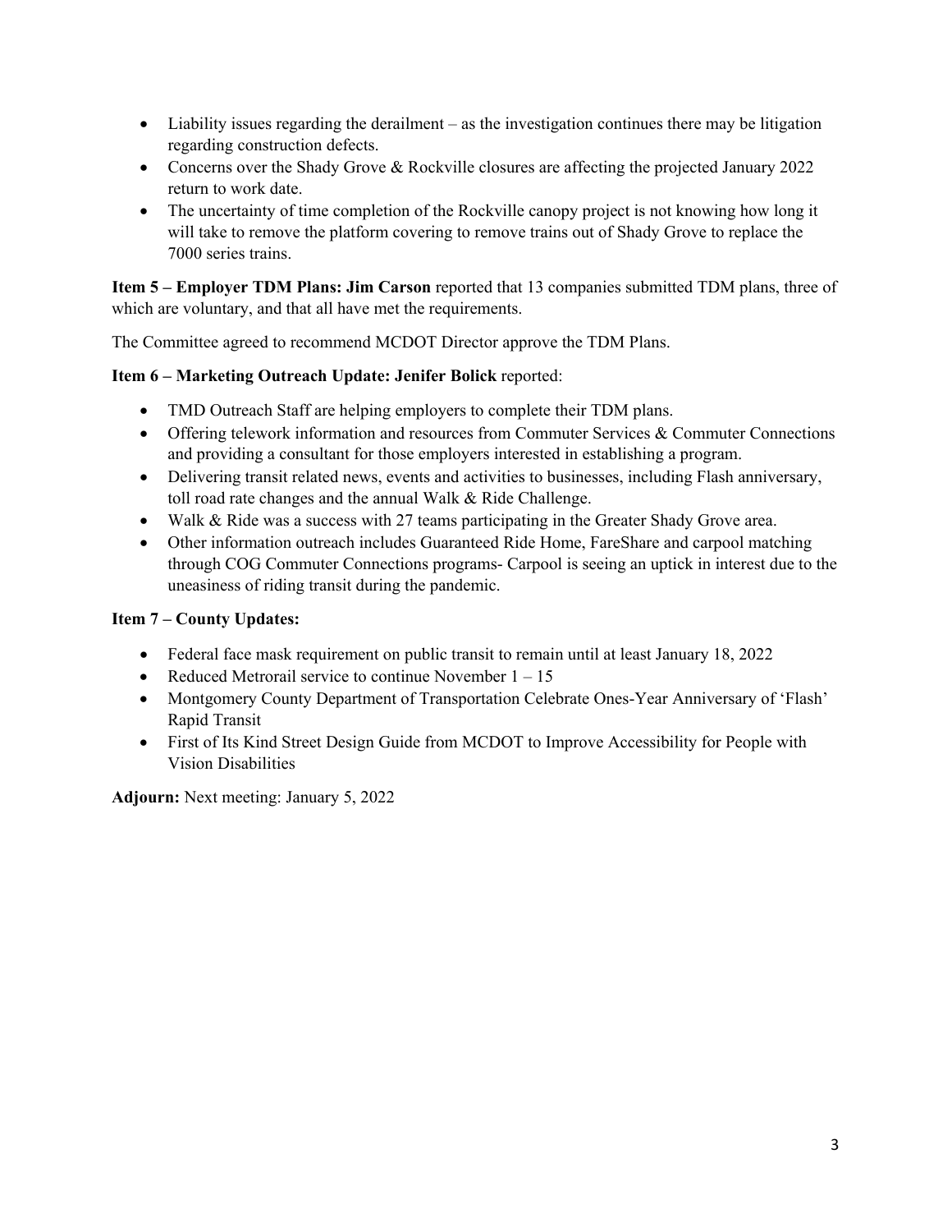- Liability issues regarding the derailment – as the investigation continues there may be litigation regarding construction defects.
- Concerns over the Shady Grove & Rockville closures are affecting the projected January 2022 return to work date.
- The uncertainty of time completion of the Rockville canopy project is not knowing how long it will take to remove the platform covering to remove trains out of Shady Grove to replace the 7000 series trains.

**Item 5 – Employer TDM Plans: Jim Carson** reported that 13 companies submitted TDM plans, three of which are voluntary, and that all have met the requirements.

The Committee agreed to recommend MCDOT Director approve the TDM Plans.

**Item 6 – Marketing Outreach Update: Jenifer Bolick** reported:

- TMD Outreach Staff are helping employers to complete their TDM plans.
- Offering telework information and resources from Commuter Services & Commuter Connections and providing a consultant for those employers interested in establishing a program.
- Delivering transit related news, events and activities to businesses, including Flash anniversary, toll road rate changes and the annual Walk & Ride Challenge.
- Walk & Ride was a success with 27 teams participating in the Greater Shady Grove area.
- Other information outreach includes Guaranteed Ride Home, FareShare and carpool matching through COG Commuter Connections programs- Carpool is seeing an uptick in interest due to the uneasiness of riding transit during the pandemic.

**Item 7 – County Updates:**

- Federal face mask requirement on public transit to remain until at least January 18, 2022
- Reduced Metrorail service to continue November 1 – 15
- Montgomery County Department of Transportation Celebrate Ones-Year Anniversary of 'Flash' Rapid Transit
- First of Its Kind Street Design Guide from MCDOT to Improve Accessibility for People with Vision Disabilities

**Adjourn:** Next meeting: January 5, 2022